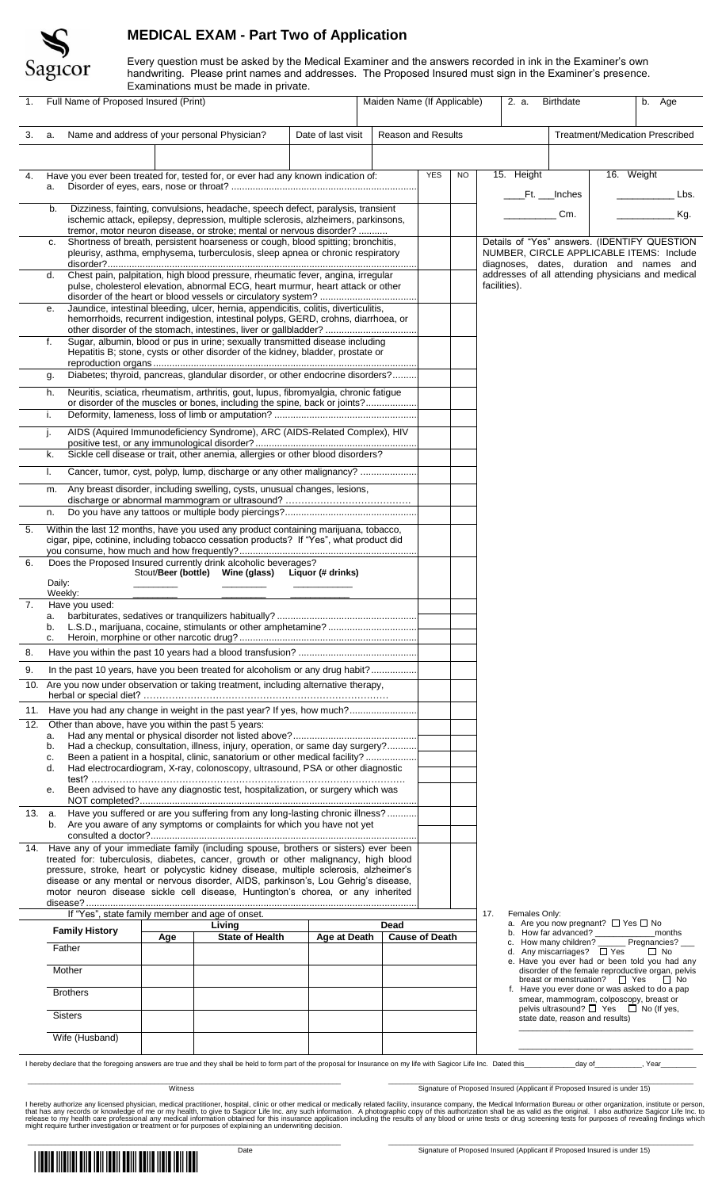Sagicor

# MEDICAL EXAM - Part Two of Application

Every question must be asked by the Medical Examiner and the answers recorded in ink in the Examiner's own handwriting. Please print names and addresses. The Proposed Insured must sign in the Examiner's presence. Examinations must be made in private.

| 1. Full Name of Proposed Insured (Print) | Maiden Name (If Applicable) | 2. a. Birthdate | b. Age |
|---|---|---|---|
| | | | |

| 3. a. Name and address of your personal Physician? | Date of last visit | Reason and Results | Treatment/Medication Prescribed |
|---|---|---|---|
| | | | |

| | YES | NO |
|---|---|---|
| 4. Have you ever been treated for, tested for, or ever had any known indication of: | | |
| a. Disorder of eyes, ears, nose or throat? | | |
| b. Dizziness, fainting, convulsions, headache, speech defect, paralysis, transient ischemic attack, epilepsy, depression, multiple sclerosis, alzheimers, parkinsons, tremor, motor neuron disease, or stroke; mental or nervous disorder? | | |
| c. Shortness of breath, persistent hoarseness or cough, blood spitting; bronchitis, pleurisy, asthma, emphysema, turberculosis, sleep apnea or chronic respiratory disorder? | | |
| d. Chest pain, palpitation, high blood pressure, rheumatic fever, angina, irregular pulse, cholesterol elevation, abnormal ECG, heart murmur, heart attack or other disorder of the heart or blood vessels or circulatory system? | | |
| e. Jaundice, intestinal bleeding, ulcer, hernia, appendicitis, colitis, diverticulitis, hemorrhoids, recurrent indigestion, intestinal polyps, GERD, crohns, diarrhoea, or other disorder of the stomach, intestines, liver or gallbladder? | | |
| f. Sugar, albumin, blood or pus in urine; sexually transmitted disease including Hepatitis B; stone, cysts or other disorder of the kidney, bladder, prostate or reproduction organs? | | |
| g. Diabetes; thyroid, pancreas, glandular disorder, or other endocrine disorders? | | |
| h. Neuritis, sciatica, rheumatism, arthritis, gout, lupus, fibromyalgia, chronic fatigue or disorder of the muscles or bones, including the spine, back or joints? | | |
| i. Deformity, lameness, loss of limb or amputation? | | |
| j. AIDS (Aquired Immunodeficiency Syndrome), ARC (AIDS-Related Complex), HIV positive test, or any immunological disorder? | | |
| k. Sickle cell disease or trait, other anemia, allergies or other blood disorders? | | |
| l. Cancer, tumor, cyst, polyp, lump, discharge or any other malignancy? | | |
| m. Any breast disorder, including swelling, cysts, unusual changes, lesions, discharge or abnormal mammogram or ultrasound? | | |
| n. Do you have any tattoos or multiple body piercings? | | |
| 5. Within the last 12 months, have you used any product containing marijuana, tobacco, cigar, pipe, cotinine, including tobacco cessation products? If "Yes", what product did you consume, how much and how frequently? | | |

15. Height ____Ft. ___Inches __________ Cm.

16. Weight ___________ Lbs. ___________ Kg.

Details of "Yes" answers. (IDENTIFY QUESTION NUMBER, CIRCLE APPLICABLE ITEMS: Include diagnoses, dates, duration and names and addresses of all attending physicians and medical facilities).

6. Does the Proposed Insured currently drink alcoholic beverages?

| | Stout/Beer (bottle) | Wine (glass) | Liquor (# drinks) |
|---|---|---|---|
| Daily: | ________ | ________ | ________ |
| Weekly: | ________ | ________ | ________ |

| | YES | NO |
|---|---|---|
| 7. Have you used: | | |
| a. barbiturates, sedatives or tranquilizers habitually? | | |
| b. L.S.D., marijuana, cocaine, stimulants or other amphetamine? | | |
| c. Heroin, morphine or other narcotic drug? | | |
| 8. Have you within the past 10 years had a blood transfusion? | | |
| 9. In the past 10 years, have you been treated for alcoholism or any drug habit? | | |
| 10. Are you now under observation or taking treatment, including alternative therapy, herbal or special diet? | | |
| 11. Have you had any change in weight in the past year? If yes, how much? | | |
| 12. Other than above, have you within the past 5 years: | | |
| a. Had any mental or physical disorder not listed above? | | |
| b. Had a checkup, consultation, illness, injury, operation, or same day surgery? | | |
| c. Been a patient in a hospital, clinic, sanatorium or other medical facility? | | |
| d. Had electrocardiogram, X-ray, colonoscopy, ultrasound, PSA or other diagnostic test? | | |
| e. Been advised to have any diagnostic test, hospitalization, or surgery which was NOT completed? | | |
| 13. a. Have you suffered or are you suffering from any long-lasting chronic illness? | | |
| b. Are you aware of any symptoms or complaints for which you have not yet consulted a doctor? | | |
| 14. Have any of your immediate family (including spouse, brothers or sisters) ever been treated for: tuberculosis, diabetes, cancer, growth or other malignancy, high blood pressure, stroke, heart or polycystic kidney disease, multiple sclerosis, alzheimer's disease or any mental or nervous disorder, AIDS, parkinson's, Lou Gehrig's disease, motor neuron disease sickle cell disease, Huntington's chorea, or any inherited disease? | | |

If "Yes", state family member and age of onset.

| Family History | Living | | Dead | |
|---|---|---|---|---|
| | Age | State of Health | Age at Death | Cause of Death |
| Father | | | | |
| Mother | | | | |
| Brothers | | | | |
| Sisters | | | | |
| Wife (Husband) | | | | |

17. Females Only:
- a. Are you now pregnant? ☐ Yes ☐ No
- b. How far advanced? ______________months
- c. How many children? _______ Pregnancies? ___
- d. Any miscarriages? ☐ Yes ☐ No
- e. Have you ever had or been told you had any disorder of the female reproductive organ, pelvis breast or menstruation? ☐ Yes ☐ No
- f. Have you ever done or was asked to do a pap smear, mammogram, colposcopy, breast or pelvis ultrasound? ☐ Yes ☐ No (If yes, state date, reason and results)

____________________________________

____________________________________

I hereby declare that the foregoing answers are true and they shall be held to form part of the proposal for Insurance on my life with Sagicor Life Inc. Dated this____________day of___________, Year________

______________________________ Witness

______________________________ Signature of Proposed Insured (Applicant if Proposed Insured is under 15)

I hereby authorize any licensed physician, medical practitioner, hospital, clinic or other medical or medically related facility, insurance company, the Medical Information Bureau or other organization, institute or person, that has any records or knowledge of me or my health, to give to Sagicor Life Inc. any such information. A photographic copy of this authorization shall be as valid as the original. I also authorize Sagicor Life Inc. to release to my health care professional any medical information obtained for this insurance application including the results of any blood or urine tests or drug screening tests for purposes of revealing findings which might require further investigation or treatment or for purposes of explaining an underwriting decision.

______________________________ Date

______________________________ Signature of Proposed Insured (Applicant if Proposed Insured is under 15)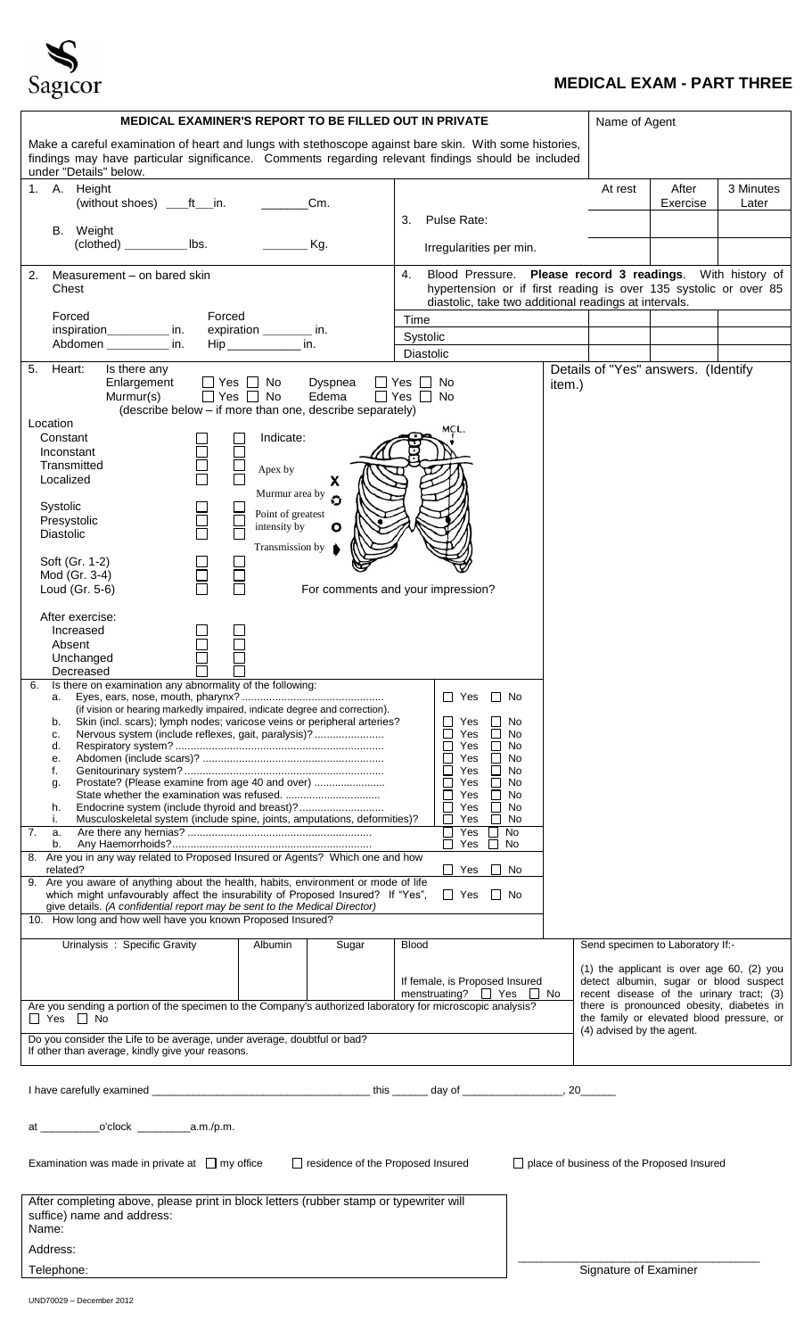Sagicor

# MEDICAL EXAM - PART THREE

**MEDICAL EXAMINER'S REPORT TO BE FILLED OUT IN PRIVATE**

Name of Agent

Make a careful examination of heart and lungs with stethoscope against bare skin. With some histories, findings may have particular significance. Comments regarding relevant findings should be included under "Details" below.

1. A. Height (without shoes) \_\_\_ft\_\_in. \_\_\_\_\_\_\_Cm.

   B. Weight (clothed) \_\_\_\_\_\_\_\_\_\_lbs. \_\_\_\_\_\_\_ Kg.

| | At rest | After Exercise | 3 Minutes Later |
|---|---|---|---|
| 3. Pulse Rate: | | | |
| Irregularities per min. | | | |

2. Measurement – on bared skin

   Chest

   Forced inspiration\_\_\_\_\_\_\_\_\_\_ in. Forced expiration \_\_\_\_\_\_\_\_ in.

   Abdomen \_\_\_\_\_\_\_\_\_\_ in. Hip \_\_\_\_\_\_\_\_\_\_\_\_ in.

4. Blood Pressure. **Please record 3 readings**. With history of hypertension or if first reading is over 135 systolic or over 85 diastolic, take two additional readings at intervals.

| | | | |
|---|---|---|---|
| Time | | | |
| Systolic | | | |
| Diastolic | | | |

5. Heart: Is there any
   - Enlargement ☐ Yes ☐ No  Dyspnea ☐ Yes ☐ No
   - Murmur(s) ☐ Yes ☐ No  Edema ☐ Yes ☐ No

   (describe below – if more than one, describe separately)

Details of "Yes" answers. (Identify item.)

| Location | | |
|---|---|---|
| Constant | ☐ | ☐ |
| Inconstant | ☐ | ☐ |
| Transmitted | ☐ | ☐ |
| Localized | ☐ | ☐ |
| Systolic | ☐ | ☐ |
| Presystolic | ☐ | ☐ |
| Diastolic | ☐ | ☐ |
| Soft (Gr. 1-2) | ☐ | ☐ |
| Mod (Gr. 3-4) | ☐ | ☐ |
| Loud (Gr. 5-6) | ☐ | ☐ |
| After exercise: | | |
| Increased | ☐ | ☐ |
| Absent | ☐ | ☐ |
| Unchanged | ☐ | ☐ |
| Decreased | ☐ | ☐ |

Indicate:

- Apex by X
- Murmur area by ○
- Point of greatest intensity by O
- Transmission by ➧

MCL.

For comments and your impression?

6. Is there on examination any abnormality of the following:
   - a. Eyes, ears, nose, mouth, pharynx? ☐ Yes ☐ No
     (if vision or hearing markedly impaired, indicate degree and correction).
   - b. Skin (incl. scars); lymph nodes; varicose veins or peripheral arteries? ☐ Yes ☐ No
   - c. Nervous system (include reflexes, gait, paralysis)? ☐ Yes ☐ No
   - d. Respiratory system? ☐ Yes ☐ No
   - e. Abdomen (include scars)? ☐ Yes ☐ No
   - f. Genitourinary system? ☐ Yes ☐ No
   - g. Prostate? (Please examine from age 40 and over) ☐ Yes ☐ No
     State whether the examination was refused. ☐ Yes ☐ No
   - h. Endocrine system (include thyroid and breast)? ☐ Yes ☐ No
   - i. Musculoskeletal system (include spine, joints, amputations, deformities)? ☐ Yes ☐ No
7. a. Are there any hernias? ☐ Yes ☐ No
   b. Any Haemorrhoids? ☐ Yes ☐ No
8. Are you in any way related to Proposed Insured or Agents? Which one and how related? ☐ Yes ☐ No
9. Are you aware of anything about the health, habits, environment or mode of life which might unfavourably affect the insurability of Proposed Insured? If "Yes", give details. *(A confidential report may be sent to the Medical Director)* ☐ Yes ☐ No
10. How long and how well have you known Proposed Insured?

| Urinalysis : Specific Gravity | Albumin | Sugar | Blood |
|---|---|---|---|
| | | | |

If female, is Proposed Insured menstruating? ☐ Yes ☐ No

Are you sending a portion of the specimen to the Company's authorized laboratory for microscopic analysis? ☐ Yes ☐ No

Do you consider the Life to be average, under average, doubtful or bad? If other than average, kindly give your reasons.

Send specimen to Laboratory If:-

(1) the applicant is over age 60, (2) you detect albumin, sugar or blood suspect recent disease of the urinary tract; (3) there is pronounced obesity, diabetes in the family or elevated blood pressure, or (4) advised by the agent.

I have carefully examined \_\_\_\_\_\_\_\_\_\_\_\_\_\_\_\_\_\_\_\_\_\_\_\_\_\_\_\_\_\_\_\_\_\_\_\_ this \_\_\_\_\_\_ day of \_\_\_\_\_\_\_\_\_\_\_\_\_\_\_\_, 20\_\_\_\_\_\_

at \_\_\_\_\_\_\_\_\_\_o'clock \_\_\_\_\_\_\_\_\_a.m./p.m.

Examination was made in private at ☐ my office ☐ residence of the Proposed Insured ☐ place of business of the Proposed Insured

After completing above, please print in block letters (rubber stamp or typewriter will suffice) name and address:

Name:

Address:

Telephone:

\_\_\_\_\_\_\_\_\_\_\_\_\_\_\_\_\_\_\_\_\_\_\_\_\_\_\_\_\_\_\_\_\_\_\_\_

Signature of Examiner

UND70029 – December 2012